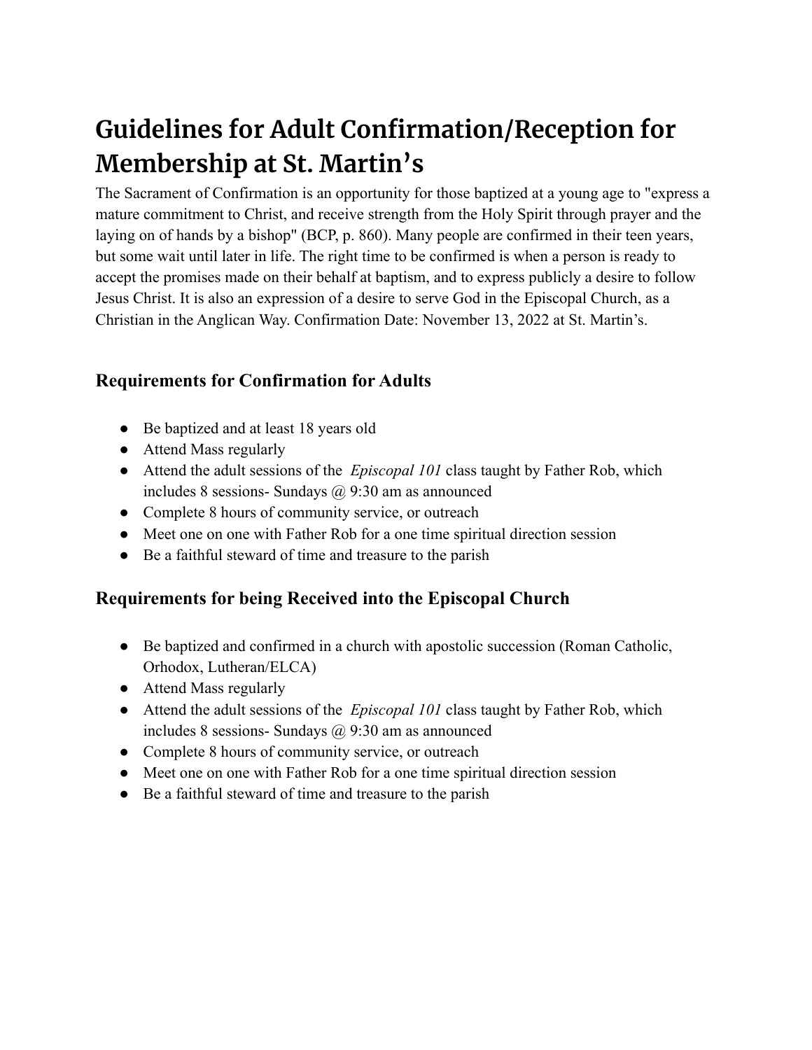# Guidelines for Adult Confirmation/Reception for Membership at St. Martin's

The Sacrament of Confirmation is an opportunity for those baptized at a young age to "express a mature commitment to Christ, and receive strength from the Holy Spirit through prayer and the laying on of hands by a bishop" (BCP, p. 860). Many people are confirmed in their teen years, but some wait until later in life. The right time to be confirmed is when a person is ready to accept the promises made on their behalf at baptism, and to express publicly a desire to follow Jesus Christ. It is also an expression of a desire to serve God in the Episcopal Church, as a Christian in the Anglican Way. Confirmation Date: November 13, 2022 at St. Martin's.

### Requirements for Confirmation for Adults

- Be baptized and at least 18 years old
- Attend Mass regularly
- Attend the adult sessions of the *Episcopal 101* class taught by Father Rob, which includes 8 sessions- Sundays @ 9:30 am as announced
- Complete 8 hours of community service, or outreach
- Meet one on one with Father Rob for a one time spiritual direction session
- Be a faithful steward of time and treasure to the parish

### Requirements for being Received into the Episcopal Church

- Be baptized and confirmed in a church with apostolic succession (Roman Catholic, Orhodox, Lutheran/ELCA)
- Attend Mass regularly
- Attend the adult sessions of the *Episcopal 101* class taught by Father Rob, which includes 8 sessions- Sundays @ 9:30 am as announced
- Complete 8 hours of community service, or outreach
- Meet one on one with Father Rob for a one time spiritual direction session
- Be a faithful steward of time and treasure to the parish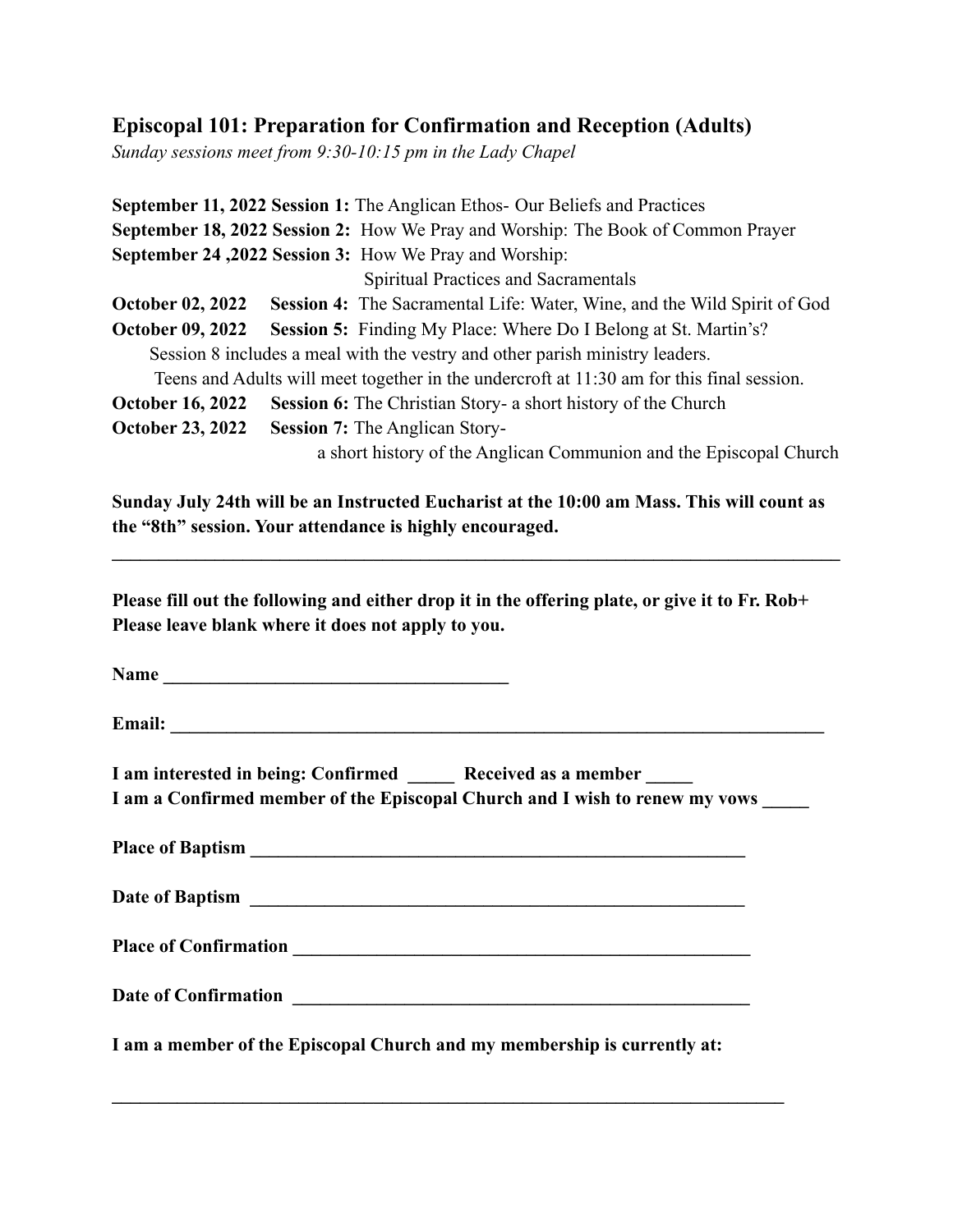## Episcopal 101: Preparation for Confirmation and Reception (Adults)

*Sunday sessions meet from 9:30-10:15 pm in the Lady Chapel*

**September 11, 2022 Session 1:** The Anglican Ethos- Our Beliefs and Practices
**September 18, 2022 Session 2:** How We Pray and Worship: The Book of Common Prayer
**September 24 ,2022 Session 3:** How We Pray and Worship:
Spiritual Practices and Sacramentals
**October 02, 2022 Session 4:** The Sacramental Life: Water, Wine, and the Wild Spirit of God
**October 09, 2022 Session 5:** Finding My Place: Where Do I Belong at St. Martin's?
Session 8 includes a meal with the vestry and other parish ministry leaders.
Teens and Adults will meet together in the undercroft at 11:30 am for this final session.
**October 16, 2022 Session 6:** The Christian Story- a short history of the Church
**October 23, 2022 Session 7:** The Anglican Story-
a short history of the Anglican Communion and the Episcopal Church

**Sunday July 24th will be an Instructed Eucharist at the 10:00 am Mass. This will count as the "8th" session. Your attendance is highly encouraged.**

---

**Please fill out the following and either drop it in the offering plate, or give it to Fr. Rob+**
**Please leave blank where it does not apply to you.**

**Name** ______________________________________

**Email:** ______________________________________________________________________

**I am interested in being: Confirmed _____ Received as a member _____**
**I am a Confirmed member of the Episcopal Church and I wish to renew my vows _____**

**Place of Baptism** ______________________________________________________

**Date of Baptism** ______________________________________________________

**Place of Confirmation** ________________________________________________

**Date of Confirmation** ________________________________________________

**I am a member of the Episcopal Church and my membership is currently at:**

__________________________________________________________________________